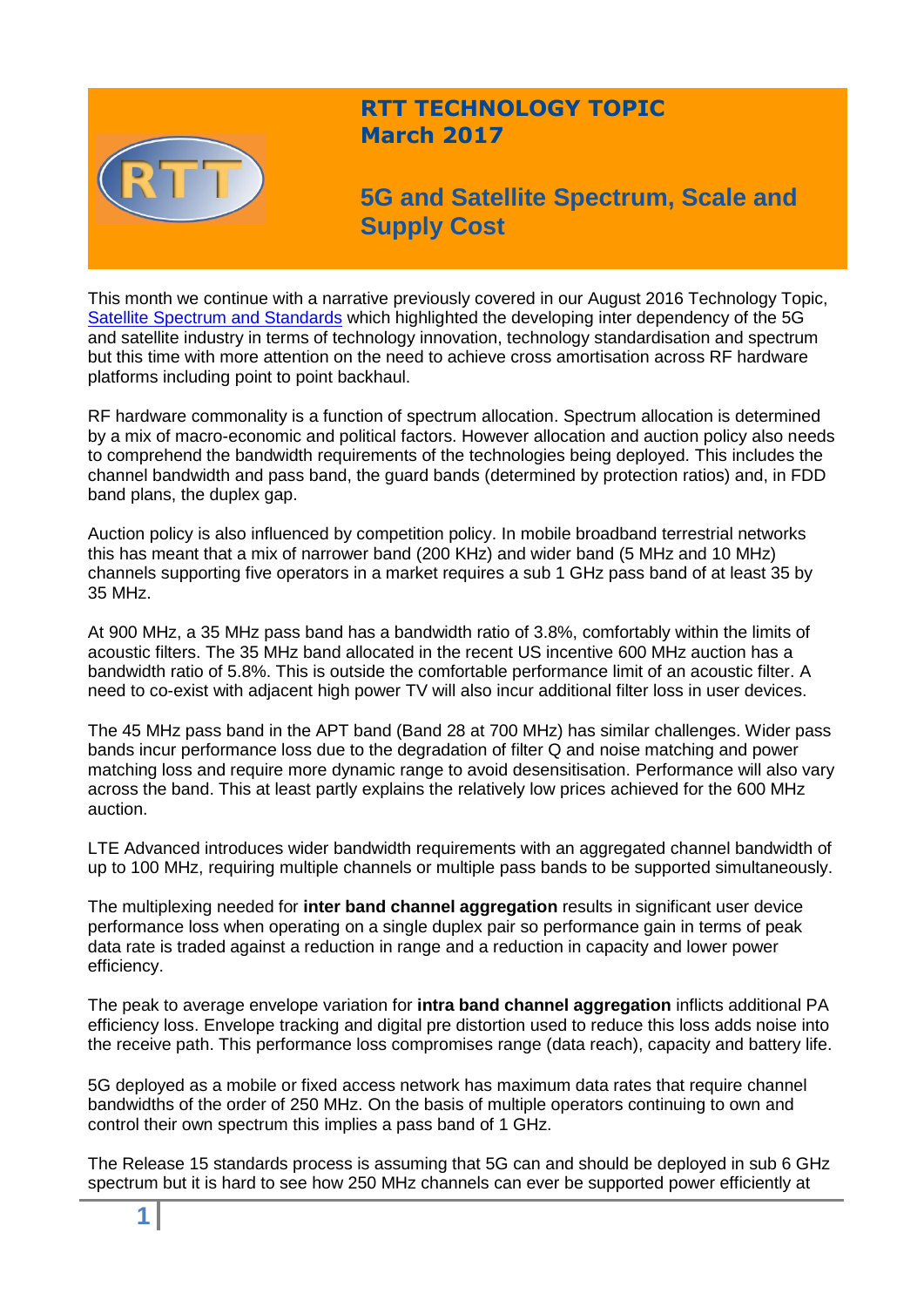# RTT TECHNOLOGY TOPIC
## March 2017

## 5G and Satellite Spectrum, Scale and Supply Cost

This month we continue with a narrative previously covered in our August 2016 Technology Topic, Satellite Spectrum and Standards which highlighted the developing inter dependency of the 5G and satellite industry in terms of technology innovation, technology standardisation and spectrum but this time with more attention on the need to achieve cross amortisation across RF hardware platforms including point to point backhaul.

RF hardware commonality is a function of spectrum allocation. Spectrum allocation is determined by a mix of macro-economic and political factors. However allocation and auction policy also needs to comprehend the bandwidth requirements of the technologies being deployed. This includes the channel bandwidth and pass band, the guard bands (determined by protection ratios) and, in FDD band plans, the duplex gap.

Auction policy is also influenced by competition policy. In mobile broadband terrestrial networks this has meant that a mix of narrower band (200 KHz) and wider band (5 MHz and 10 MHz) channels supporting five operators in a market requires a sub 1 GHz pass band of at least 35 by 35 MHz.

At 900 MHz, a 35 MHz pass band has a bandwidth ratio of 3.8%, comfortably within the limits of acoustic filters. The 35 MHz band allocated in the recent US incentive 600 MHz auction has a bandwidth ratio of 5.8%. This is outside the comfortable performance limit of an acoustic filter. A need to co-exist with adjacent high power TV will also incur additional filter loss in user devices.

The 45 MHz pass band in the APT band (Band 28 at 700 MHz) has similar challenges. Wider pass bands incur performance loss due to the degradation of filter Q and noise matching and power matching loss and require more dynamic range to avoid desensitisation. Performance will also vary across the band. This at least partly explains the relatively low prices achieved for the 600 MHz auction.

LTE Advanced introduces wider bandwidth requirements with an aggregated channel bandwidth of up to 100 MHz, requiring multiple channels or multiple pass bands to be supported simultaneously.

The multiplexing needed for **inter band channel aggregation** results in significant user device performance loss when operating on a single duplex pair so performance gain in terms of peak data rate is traded against a reduction in range and a reduction in capacity and lower power efficiency.

The peak to average envelope variation for **intra band channel aggregation** inflicts additional PA efficiency loss. Envelope tracking and digital pre distortion used to reduce this loss adds noise into the receive path. This performance loss compromises range (data reach), capacity and battery life.

5G deployed as a mobile or fixed access network has maximum data rates that require channel bandwidths of the order of 250 MHz. On the basis of multiple operators continuing to own and control their own spectrum this implies a pass band of 1 GHz.

The Release 15 standards process is assuming that 5G can and should be deployed in sub 6 GHz spectrum but it is hard to see how 250 MHz channels can ever be supported power efficiently at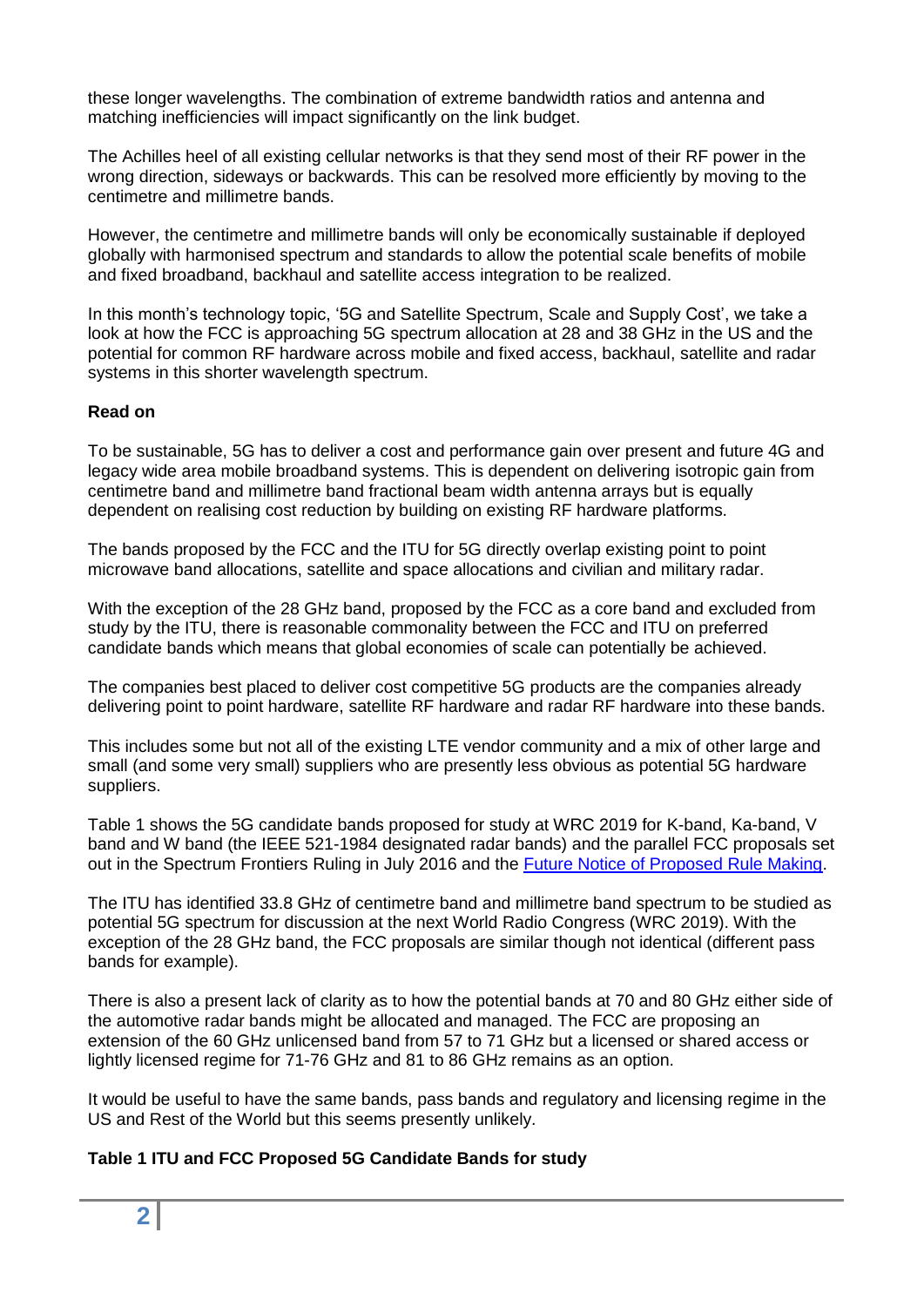these longer wavelengths. The combination of extreme bandwidth ratios and antenna and matching inefficiencies will impact significantly on the link budget.

The Achilles heel of all existing cellular networks is that they send most of their RF power in the wrong direction, sideways or backwards. This can be resolved more efficiently by moving to the centimetre and millimetre bands.

However, the centimetre and millimetre bands will only be economically sustainable if deployed globally with harmonised spectrum and standards to allow the potential scale benefits of mobile and fixed broadband, backhaul and satellite access integration to be realized.

In this month's technology topic, '5G and Satellite Spectrum, Scale and Supply Cost', we take a look at how the FCC is approaching 5G spectrum allocation at 28 and 38 GHz in the US and the potential for common RF hardware across mobile and fixed access, backhaul, satellite and radar systems in this shorter wavelength spectrum.

**Read on**

To be sustainable, 5G has to deliver a cost and performance gain over present and future 4G and legacy wide area mobile broadband systems. This is dependent on delivering isotropic gain from centimetre band and millimetre band fractional beam width antenna arrays but is equally dependent on realising cost reduction by building on existing RF hardware platforms.

The bands proposed by the FCC and the ITU for 5G directly overlap existing point to point microwave band allocations, satellite and space allocations and civilian and military radar.

With the exception of the 28 GHz band, proposed by the FCC as a core band and excluded from study by the ITU, there is reasonable commonality between the FCC and ITU on preferred candidate bands which means that global economies of scale can potentially be achieved.

The companies best placed to deliver cost competitive 5G products are the companies already delivering point to point hardware, satellite RF hardware and radar RF hardware into these bands.

This includes some but not all of the existing LTE vendor community and a mix of other large and small (and some very small) suppliers who are presently less obvious as potential 5G hardware suppliers.

Table 1 shows the 5G candidate bands proposed for study at WRC 2019 for K-band, Ka-band, V band and W band (the IEEE 521-1984 designated radar bands) and the parallel FCC proposals set out in the Spectrum Frontiers Ruling in July 2016 and the [Future Notice of Proposed Rule Making](#).

The ITU has identified 33.8 GHz of centimetre band and millimetre band spectrum to be studied as potential 5G spectrum for discussion at the next World Radio Congress (WRC 2019). With the exception of the 28 GHz band, the FCC proposals are similar though not identical (different pass bands for example).

There is also a present lack of clarity as to how the potential bands at 70 and 80 GHz either side of the automotive radar bands might be allocated and managed. The FCC are proposing an extension of the 60 GHz unlicensed band from 57 to 71 GHz but a licensed or shared access or lightly licensed regime for 71-76 GHz and 81 to 86 GHz remains as an option.

It would be useful to have the same bands, pass bands and regulatory and licensing regime in the US and Rest of the World but this seems presently unlikely.

**Table 1 ITU and FCC Proposed 5G Candidate Bands for study**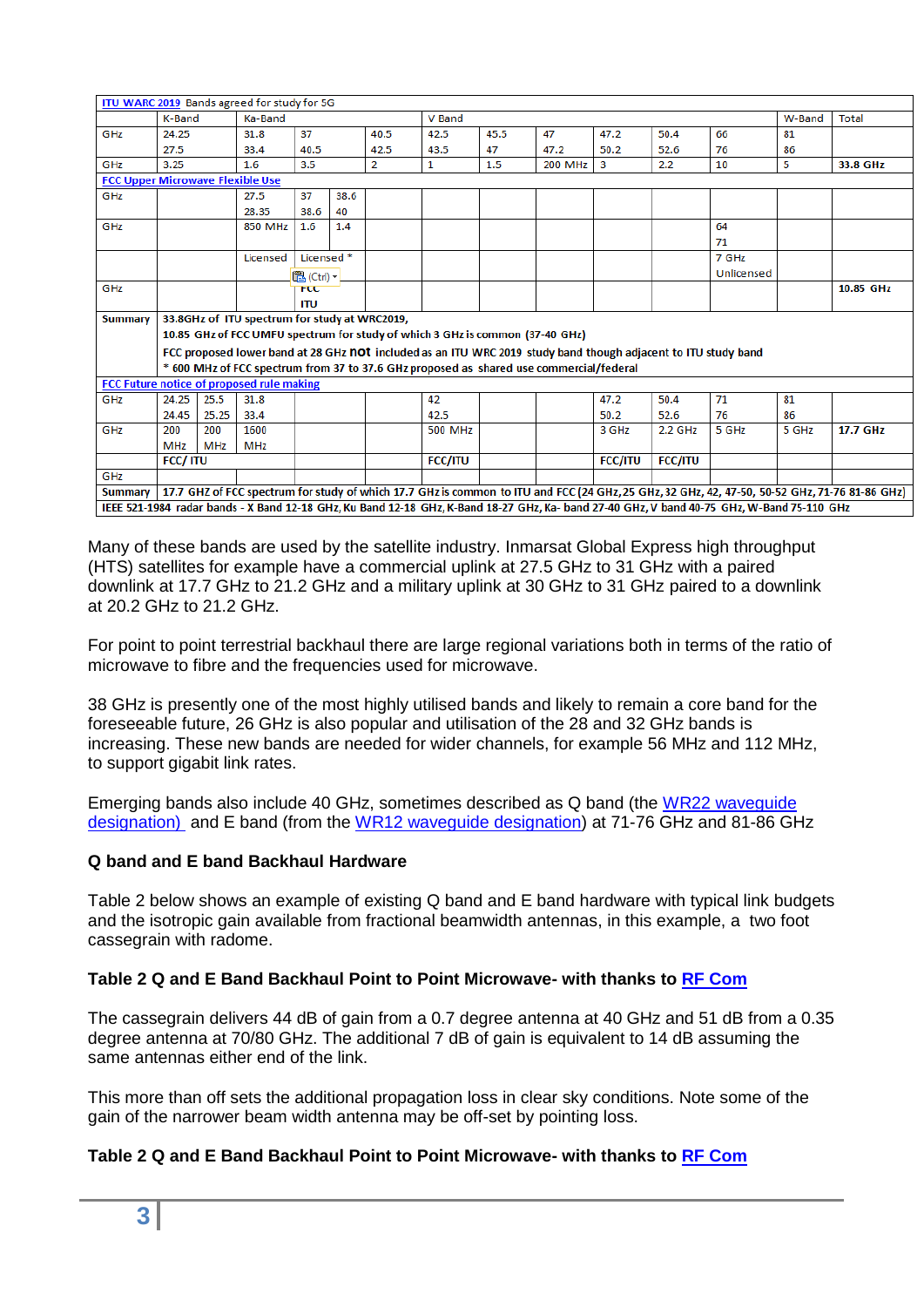| [ITU WARC 2019](#) Bands agreed for study for 5G | | | | | | | | | | | | | | |
|---|---|---|---|---|---|---|---|---|---|---|---|---|---|---|
| | K-Band | | Ka-Band | | | | V Band | | | | | | W-Band | Total |
| GHz | 24.25 27.5 | | 31.8 33.4 | 37 40.5 | | 40.5 42.5 | 42.5 43.5 | 45.5 47 | 47 47.2 | 47.2 50.2 | 50.4 52.6 | 66 76 | 81 86 | |
| GHz | 3.25 | | 1.6 | 3.5 | | 2 | 1 | 1.5 | 200 MHz | 3 | 2.2 | 10 | 5 | **33.8 GHz** |
| [FCC Upper Microwave Flexible Use](#) | | | | | | | | | | | | | | |
| GHz | | | 27.5 28.35 | 37 38.6 | 38.6 40 | | | | | | | | | |
| GHz | | | 850 MHz | 1.6 | 1.4 | | | | | | | 64 71 | | |
| | | | Licensed | Licensed * | | | | | | | | 7 GHz Unlicensed | | |
| GHz | | | | FCC ITU | | | | | | | | | | **10.85 GHz** |
| **Summary** | **33.8GHz of ITU spectrum for study at WRC2019, 10.85 GHz of FCC UMFU spectrum for study of which 3 GHz is common (37-40 GHz) FCC proposed lower band at 28 GHz not included as an ITU WRC 2019 study band though adjacent to ITU study band * 600 MHz of FCC spectrum from 37 to 37.6 GHz proposed as shared use commercial/federal** | | | | | | | | | | | | | |
| [FCC Future notice of proposed rule making](#) | | | | | | | | | | | | | | |
| GHz | 24.25 24.45 | 25.5 25.25 | 31.8 33.4 | | | | 42 42.5 | | | 47.2 50.2 | 50.4 52.6 | 71 76 | 81 86 | |
| GHz | 200 MHz | 200 MHz | 1600 MHz | | | | 500 MHz | | | 3 GHz | 2.2 GHz | 5 GHz | 5 GHz | **17.7 GHz** |
| | **FCC/ ITU** | | | | | | **FCC/ITU** | | | **FCC/ITU** | **FCC/ITU** | | | |
| GHz | | | | | | | | | | | | | | |
| **Summary** | **17.7 GHZ of FCC spectrum for study of which 17.7 GHz is common to ITU and FCC (24 GHz, 25 GHz, 32 GHz, 42, 47-50, 50-52 GHz, 71-76 81-86 GHz)** | | | | | | | | | | | | | |
| **IEEE 521-1984 radar bands - X Band 12-18 GHz, Ku Band 12-18 GHz, K-Band 18-27 GHz, Ka- band 27-40 GHz, V band 40-75 GHz, W-Band 75-110 GHz** | | | | | | | | | | | | | | |

Many of these bands are used by the satellite industry. Inmarsat Global Express high throughput (HTS) satellites for example have a commercial uplink at 27.5 GHz to 31 GHz with a paired downlink at 17.7 GHz to 21.2 GHz and a military uplink at 30 GHz to 31 GHz paired to a downlink at 20.2 GHz to 21.2 GHz.

For point to point terrestrial backhaul there are large regional variations both in terms of the ratio of microwave to fibre and the frequencies used for microwave.

38 GHz is presently one of the most highly utilised bands and likely to remain a core band for the foreseeable future, 26 GHz is also popular and utilisation of the 28 and 32 GHz bands is increasing. These new bands are needed for wider channels, for example 56 MHz and 112 MHz, to support gigabit link rates.

Emerging bands also include 40 GHz, sometimes described as Q band (the [WR22 waveguide designation](#)) and E band (from the [WR12 waveguide designation](#)) at 71-76 GHz and 81-86 GHz

### Q band and E band Backhaul Hardware

Table 2 below shows an example of existing Q band and E band hardware with typical link budgets and the isotropic gain available from fractional beamwidth antennas, in this example, a two foot cassegrain with radome.

**Table 2 Q and E Band Backhaul Point to Point Microwave- with thanks to [RF Com](#)**

The cassegrain delivers 44 dB of gain from a 0.7 degree antenna at 40 GHz and 51 dB from a 0.35 degree antenna at 70/80 GHz. The additional 7 dB of gain is equivalent to 14 dB assuming the same antennas either end of the link.

This more than off sets the additional propagation loss in clear sky conditions. Note some of the gain of the narrower beam width antenna may be off-set by pointing loss.

**Table 2 Q and E Band Backhaul Point to Point Microwave- with thanks to [RF Com](#)**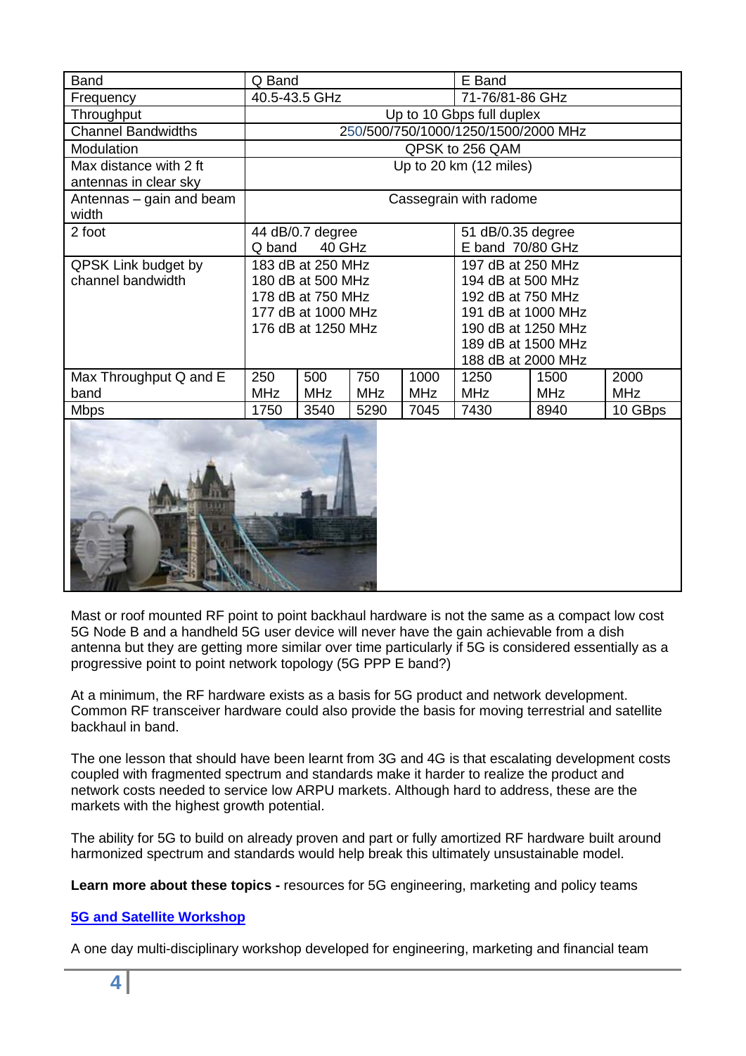| Band | Q Band | | | | E Band | | |
|---|---|---|---|---|---|---|---|
| Frequency | 40.5-43.5 GHz | | | | 71-76/81-86 GHz | | |
| Throughput | Up to 10 Gbps full duplex | | | | | | |
| Channel Bandwidths | 250/500/750/1000/1250/1500/2000 MHz | | | | | | |
| Modulation | QPSK to 256 QAM | | | | | | |
| Max distance with 2 ft antennas in clear sky | Up to 20 km (12 miles) | | | | | | |
| Antennas – gain and beam width | Cassegrain with radome | | | | | | |
| 2 foot | 44 dB/0.7 degree<br>Q band 40 GHz | | | | 51 dB/0.35 degree<br>E band 70/80 GHz | | |
| QPSK Link budget by channel bandwidth | 183 dB at 250 MHz<br>180 dB at 500 MHz<br>178 dB at 750 MHz<br>177 dB at 1000 MHz<br>176 dB at 1250 MHz | | | | 197 dB at 250 MHz<br>194 dB at 500 MHz<br>192 dB at 750 MHz<br>191 dB at 1000 MHz<br>190 dB at 1250 MHz<br>189 dB at 1500 MHz<br>188 dB at 2000 MHz | | |
| Max Throughput Q and E band | 250 MHz | 500 MHz | 750 MHz | 1000 MHz | 1250 MHz | 1500 MHz | 2000 MHz |
| Mbps | 1750 | 3540 | 5290 | 7045 | 7430 | 8940 | 10 GBps |

Mast or roof mounted RF point to point backhaul hardware is not the same as a compact low cost 5G Node B and a handheld 5G user device will never have the gain achievable from a dish antenna but they are getting more similar over time particularly if 5G is considered essentially as a progressive point to point network topology (5G PPP E band?)

At a minimum, the RF hardware exists as a basis for 5G product and network development. Common RF transceiver hardware could also provide the basis for moving terrestrial and satellite backhaul in band.

The one lesson that should have been learnt from 3G and 4G is that escalating development costs coupled with fragmented spectrum and standards make it harder to realize the product and network costs needed to service low ARPU markets. Although hard to address, these are the markets with the highest growth potential.

The ability for 5G to build on already proven and part or fully amortized RF hardware built around harmonized spectrum and standards would help break this ultimately unsustainable model.

**Learn more about these topics -** resources for 5G engineering, marketing and policy teams

**5G and Satellite Workshop**

A one day multi-disciplinary workshop developed for engineering, marketing and financial team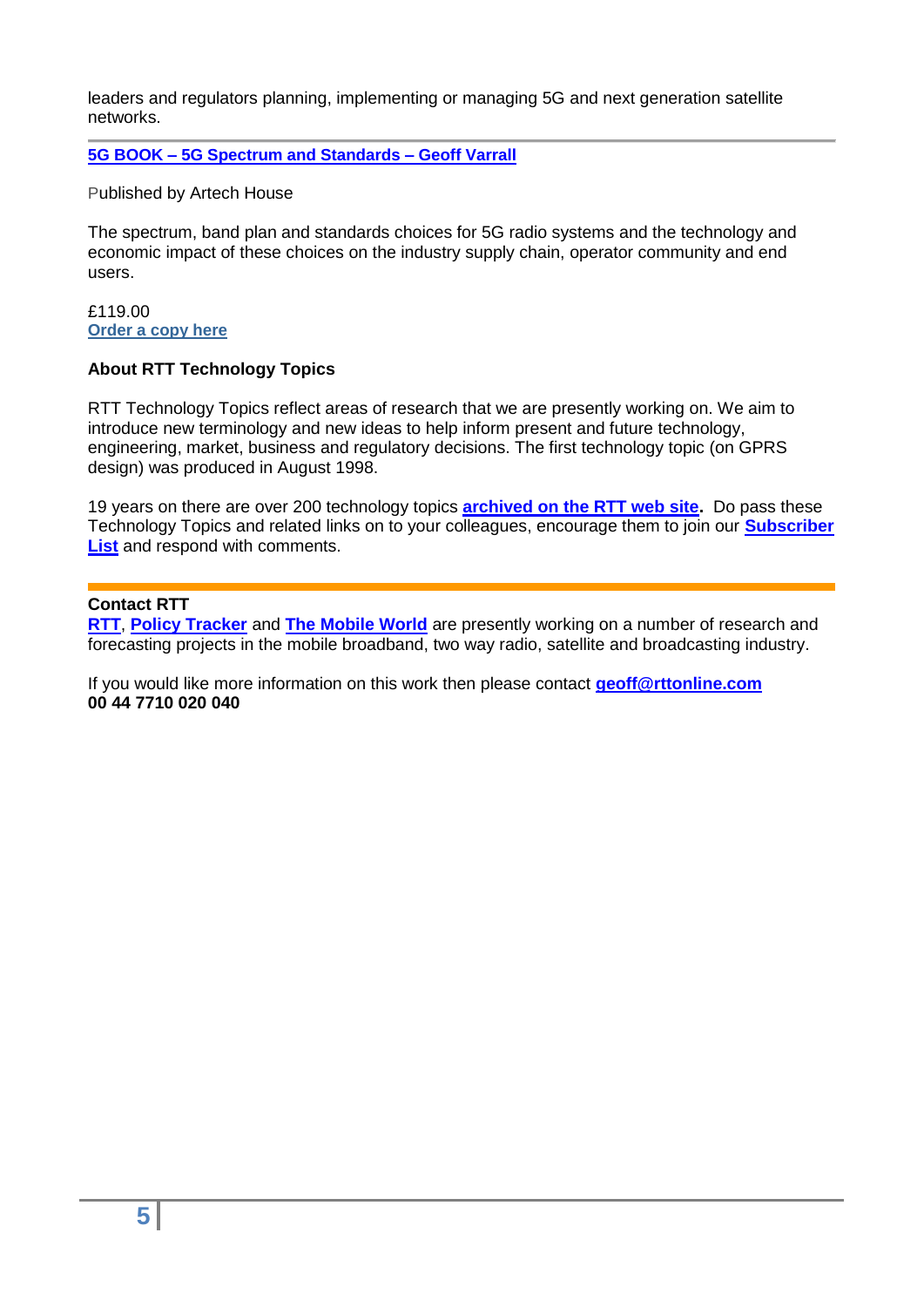leaders and regulators planning, implementing or managing 5G and next generation satellite networks.

---

**5G BOOK – 5G Spectrum and Standards – Geoff Varrall**

Published by Artech House

The spectrum, band plan and standards choices for 5G radio systems and the technology and economic impact of these choices on the industry supply chain, operator community and end users.

£119.00
**Order a copy here**

**About RTT Technology Topics**

RTT Technology Topics reflect areas of research that we are presently working on. We aim to introduce new terminology and new ideas to help inform present and future technology, engineering, market, business and regulatory decisions. The first technology topic (on GPRS design) was produced in August 1998.

19 years on there are over 200 technology topics **archived on the RTT web site**. Do pass these Technology Topics and related links on to your colleagues, encourage them to join our **Subscriber List** and respond with comments.

---

**Contact RTT**
**RTT**, **Policy Tracker** and **The Mobile World** are presently working on a number of research and forecasting projects in the mobile broadband, two way radio, satellite and broadcasting industry.

If you would like more information on this work then please contact **geoff@rttonline.com**
**00 44 7710 020 040**